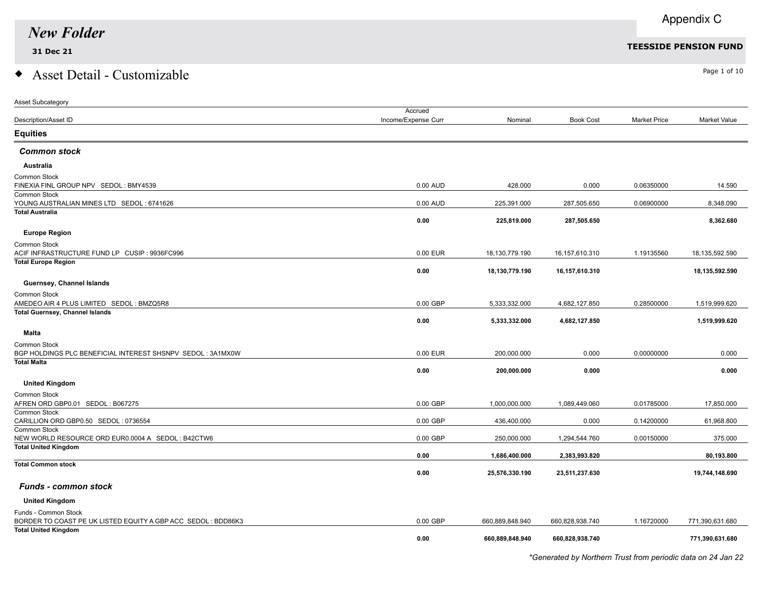Appendix C

# New Folder

**31 Dec 21**

**TEESSIDE PENSION FUND**

## ◆ Asset Detail - Customizable

| Asset Subcategory<br>Description/Asset ID | Accrued Income/Expense Curr | Nominal | Book Cost | Market Price | Market Value |
|---|---|---|---|---|---|
| **Equities** | | | | | |
| ***Common stock*** | | | | | |
| **Australia** | | | | | |
| Common Stock<br>FINEXIA FINL GROUP NPV SEDOL : BMY4539 | 0.00 AUD | 428.000 | 0.000 | 0.06350000 | 14.590 |
| Common Stock<br>YOUNG AUSTRALIAN MINES LTD SEDOL : 6741626 | 0.00 AUD | 225,391.000 | 287,505.650 | 0.06900000 | 8,348.090 |
| **Total Australia** | **0.00** | **225,819.000** | **287,505.650** | | **8,362.680** |
| **Europe Region** | | | | | |
| Common Stock<br>ACIF INFRASTRUCTURE FUND LP CUSIP : 9936FC996 | 0.00 EUR | 18,130,779.190 | 16,157,610.310 | 1.19135560 | 18,135,592.590 |
| **Total Europe Region** | **0.00** | **18,130,779.190** | **16,157,610.310** | | **18,135,592.590** |
| **Guernsey, Channel Islands** | | | | | |
| Common Stock<br>AMEDEO AIR 4 PLUS LIMITED SEDOL : BMZQ5R8 | 0.00 GBP | 5,333,332.000 | 4,682,127.850 | 0.28500000 | 1,519,999.620 |
| **Total Guernsey, Channel Islands** | **0.00** | **5,333,332.000** | **4,682,127.850** | | **1,519,999.620** |
| **Malta** | | | | | |
| Common Stock<br>BGP HOLDINGS PLC BENEFICIAL INTEREST SHSNPV SEDOL : 3A1MX0W | 0.00 EUR | 200,000.000 | 0.000 | 0.00000000 | 0.000 |
| **Total Malta** | **0.00** | **200,000.000** | **0.000** | | **0.000** |
| **United Kingdom** | | | | | |
| Common Stock<br>AFREN ORD GBP0.01 SEDOL : B067275 | 0.00 GBP | 1,000,000.000 | 1,089,449.060 | 0.01785000 | 17,850.000 |
| Common Stock<br>CARILLION ORD GBP0.50 SEDOL : 0736554 | 0.00 GBP | 436,400.000 | 0.000 | 0.14200000 | 61,968.800 |
| Common Stock<br>NEW WORLD RESOURCE ORD EUR0.0004 A SEDOL : B42CTW6 | 0.00 GBP | 250,000.000 | 1,294,544.760 | 0.00150000 | 375.000 |
| **Total United Kingdom** | **0.00** | **1,686,400.000** | **2,383,993.820** | | **80,193.800** |
| **Total Common stock** | **0.00** | **25,576,330.190** | **23,511,237.630** | | **19,744,148.690** |
| ***Funds - common stock*** | | | | | |
| **United Kingdom** | | | | | |
| Funds - Common Stock<br>BORDER TO COAST PE UK LISTED EQUITY A GBP ACC SEDOL : BDD86K3 | 0.00 GBP | 660,889,848.940 | 660,828,938.740 | 1.16720000 | 771,390,631.680 |
| **Total United Kingdom** | **0.00** | **660,889,848.940** | **660,828,938.740** | | **771,390,631.680** |

*\*Generated by Northern Trust from periodic data on 24 Jan 22*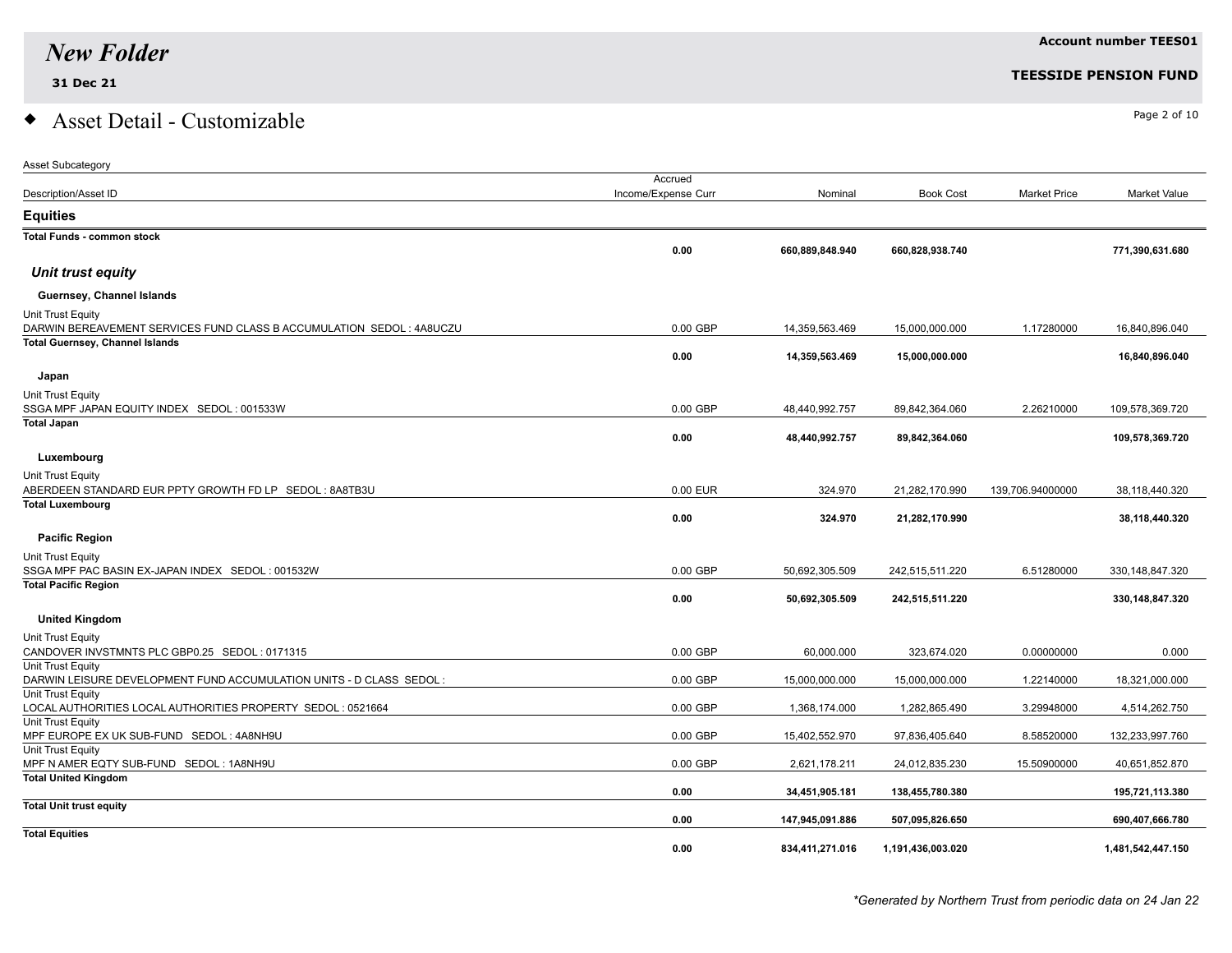# New Folder

**31 Dec 21**

**Account number TEES01**

**TEESIDE PENSION FUND**

## Asset Detail - Customizable

| Asset Subcategory<br>Description/Asset ID | Accrued Income/Expense Curr | Nominal | Book Cost | Market Price | Market Value |
|---|---|---|---|---|---|
| **Equities** | | | | | |
| **Total Funds - common stock** | **0.00** | **660,889,848.940** | **660,828,938.740** | | **771,390,631.680** |
| ***Unit trust equity*** | | | | | |
| **Guernsey, Channel Islands** | | | | | |
| Unit Trust Equity<br>DARWIN BEREAVEMENT SERVICES FUND CLASS B ACCUMULATION SEDOL : 4A8UCZU | 0.00 GBP | 14,359,563.469 | 15,000,000.000 | 1.17280000 | 16,840,896.040 |
| **Total Guernsey, Channel Islands** | **0.00** | **14,359,563.469** | **15,000,000.000** | | **16,840,896.040** |
| **Japan** | | | | | |
| Unit Trust Equity<br>SSGA MPF JAPAN EQUITY INDEX SEDOL : 001533W | 0.00 GBP | 48,440,992.757 | 89,842,364.060 | 2.26210000 | 109,578,369.720 |
| **Total Japan** | **0.00** | **48,440,992.757** | **89,842,364.060** | | **109,578,369.720** |
| **Luxembourg** | | | | | |
| Unit Trust Equity<br>ABERDEEN STANDARD EUR PPTY GROWTH FD LP SEDOL : 8A8TB3U | 0.00 EUR | 324.970 | 21,282,170.990 | 139,706.94000000 | 38,118,440.320 |
| **Total Luxembourg** | **0.00** | **324.970** | **21,282,170.990** | | **38,118,440.320** |
| **Pacific Region** | | | | | |
| Unit Trust Equity<br>SSGA MPF PAC BASIN EX-JAPAN INDEX SEDOL : 001532W | 0.00 GBP | 50,692,305.509 | 242,515,511.220 | 6.51280000 | 330,148,847.320 |
| **Total Pacific Region** | **0.00** | **50,692,305.509** | **242,515,511.220** | | **330,148,847.320** |
| **United Kingdom** | | | | | |
| Unit Trust Equity<br>CANDOVER INVSTMNTS PLC GBP0.25 SEDOL : 0171315 | 0.00 GBP | 60,000.000 | 323,674.020 | 0.00000000 | 0.000 |
| Unit Trust Equity<br>DARWIN LEISURE DEVELOPMENT FUND ACCUMULATION UNITS - D CLASS SEDOL : | 0.00 GBP | 15,000,000.000 | 15,000,000.000 | 1.22140000 | 18,321,000.000 |
| Unit Trust Equity<br>LOCAL AUTHORITIES LOCAL AUTHORITIES PROPERTY SEDOL : 0521664 | 0.00 GBP | 1,368,174.000 | 1,282,865.490 | 3.29948000 | 4,514,262.750 |
| Unit Trust Equity<br>MPF EUROPE EX UK SUB-FUND SEDOL : 4A8NH9U | 0.00 GBP | 15,402,552.970 | 97,836,405.640 | 8.58520000 | 132,233,997.760 |
| Unit Trust Equity<br>MPF N AMER EQTY SUB-FUND SEDOL : 1A8NH9U | 0.00 GBP | 2,621,178.211 | 24,012,835.230 | 15.50900000 | 40,651,852.870 |
| **Total United Kingdom** | **0.00** | **34,451,905.181** | **138,455,780.380** | | **195,721,113.380** |
| **Total Unit trust equity** | **0.00** | **147,945,091.886** | **507,095,826.650** | | **690,407,666.780** |
| **Total Equities** | **0.00** | **834,411,271.016** | **1,191,436,003.020** | | **1,481,542,447.150** |

*\*Generated by Northern Trust from periodic data on 24 Jan 22*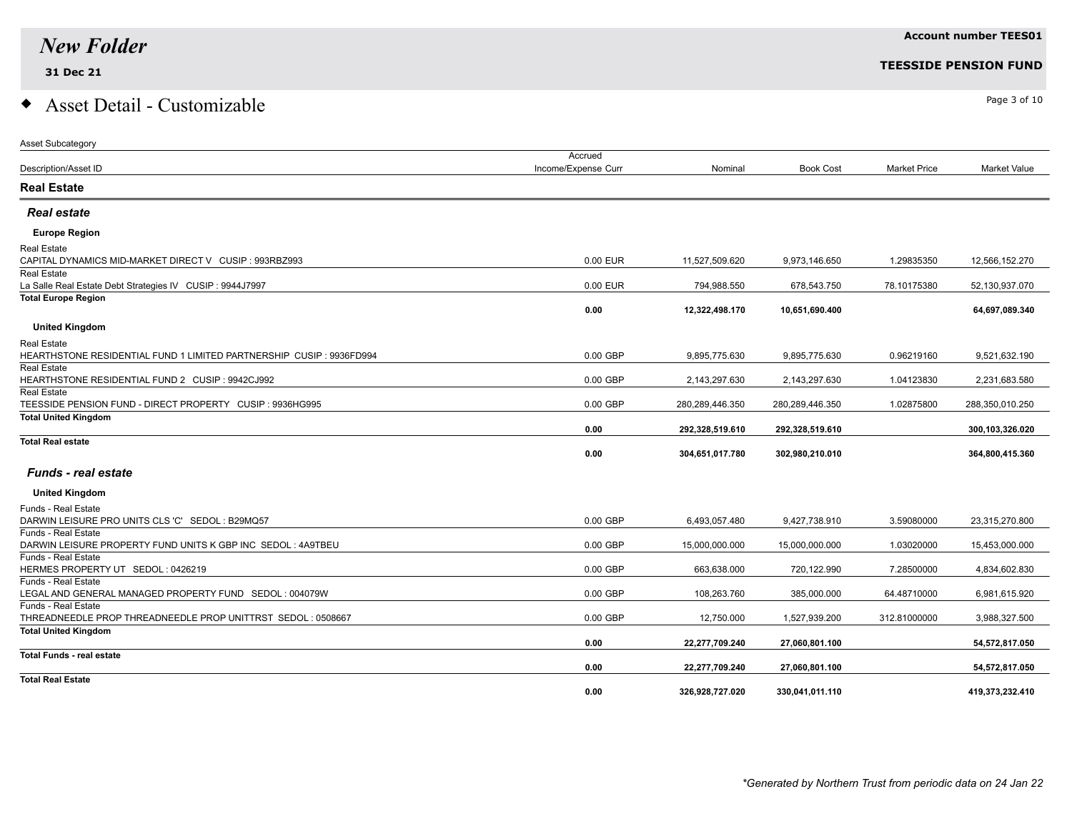# New Folder

**31 Dec 21**

**Account number TEES01**

**TEESSIDE PENSION FUND**

## Asset Detail - Customizable

| Asset Subcategory<br>Description/Asset ID | Accrued Income/Expense Curr | Nominal | Book Cost | Market Price | Market Value |
|---|---|---|---|---|---|
| **Real Estate** | | | | | |
| ***Real estate*** | | | | | |
| **Europe Region** | | | | | |
| Real Estate<br>CAPITAL DYNAMICS MID-MARKET DIRECT V CUSIP : 993RBZ993 | 0.00 EUR | 11,527,509.620 | 9,973,146.650 | 1.29835350 | 12,566,152.270 |
| Real Estate<br>La Salle Real Estate Debt Strategies IV CUSIP : 9944J7997 | 0.00 EUR | 794,988.550 | 678,543.750 | 78.10175380 | 52,130,937.070 |
| **Total Europe Region** | **0.00** | **12,322,498.170** | **10,651,690.400** | | **64,697,089.340** |
| **United Kingdom** | | | | | |
| Real Estate<br>HEARTHSTONE RESIDENTIAL FUND 1 LIMITED PARTNERSHIP CUSIP : 9936FD994 | 0.00 GBP | 9,895,775.630 | 9,895,775.630 | 0.96219160 | 9,521,632.190 |
| Real Estate<br>HEARTHSTONE RESIDENTIAL FUND 2 CUSIP : 9942CJ992 | 0.00 GBP | 2,143,297.630 | 2,143,297.630 | 1.04123830 | 2,231,683.580 |
| Real Estate<br>TEESSIDE PENSION FUND - DIRECT PROPERTY CUSIP : 9936HG995 | 0.00 GBP | 280,289,446.350 | 280,289,446.350 | 1.02875800 | 288,350,010.250 |
| **Total United Kingdom** | **0.00** | **292,328,519.610** | **292,328,519.610** | | **300,103,326.020** |
| **Total Real estate** | **0.00** | **304,651,017.780** | **302,980,210.010** | | **364,800,415.360** |
| ***Funds - real estate*** | | | | | |
| **United Kingdom** | | | | | |
| Funds - Real Estate<br>DARWIN LEISURE PRO UNITS CLS 'C' SEDOL : B29MQ57 | 0.00 GBP | 6,493,057.480 | 9,427,738.910 | 3.59080000 | 23,315,270.800 |
| Funds - Real Estate<br>DARWIN LEISURE PROPERTY FUND UNITS K GBP INC SEDOL : 4A9TBEU | 0.00 GBP | 15,000,000.000 | 15,000,000.000 | 1.03020000 | 15,453,000.000 |
| Funds - Real Estate<br>HERMES PROPERTY UT SEDOL : 0426219 | 0.00 GBP | 663,638.000 | 720,122.990 | 7.28500000 | 4,834,602.830 |
| Funds - Real Estate<br>LEGAL AND GENERAL MANAGED PROPERTY FUND SEDOL : 004079W | 0.00 GBP | 108,263.760 | 385,000.000 | 64.48710000 | 6,981,615.920 |
| Funds - Real Estate<br>THREADNEEDLE PROP THREADNEEDLE PROP UNITTRST SEDOL : 0508667 | 0.00 GBP | 12,750.000 | 1,527,939.200 | 312.81000000 | 3,988,327.500 |
| **Total United Kingdom** | **0.00** | **22,277,709.240** | **27,060,801.100** | | **54,572,817.050** |
| **Total Funds - real estate** | **0.00** | **22,277,709.240** | **27,060,801.100** | | **54,572,817.050** |
| **Total Real Estate** | **0.00** | **326,928,727.020** | **330,041,011.110** | | **419,373,232.410** |

*\*Generated by Northern Trust from periodic data on 24 Jan 22*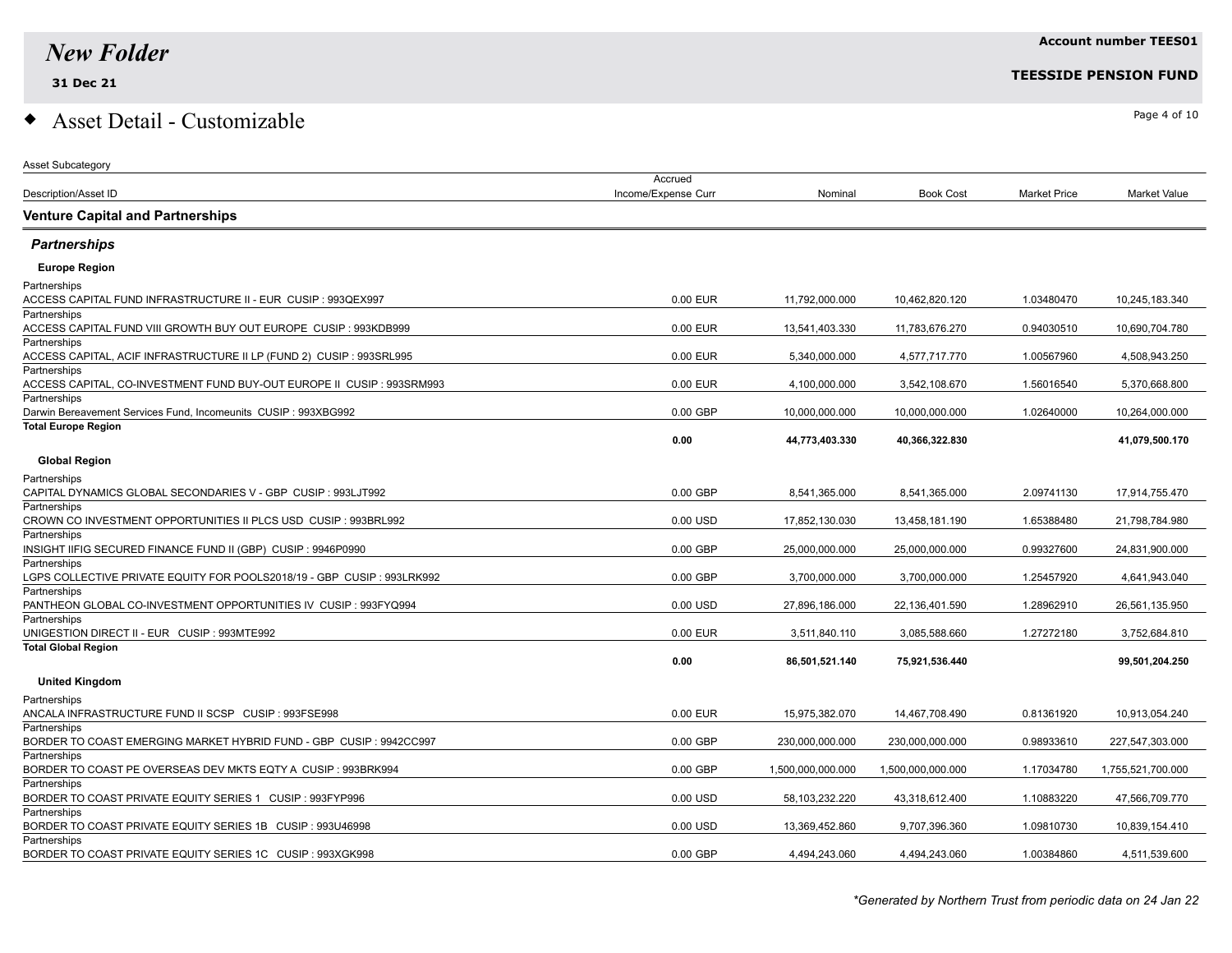# New Folder

**31 Dec 21**

**Account number TEES01**

**TEESSIDE PENSION FUND**

## Asset Detail - Customizable

Asset Subcategory

| Description/Asset ID | Accrued Income/Expense Curr | Nominal | Book Cost | Market Price | Market Value |
|---|---|---|---|---|---|
| **Venture Capital and Partnerships** | | | | | |
| ***Partnerships*** | | | | | |
| **Europe Region** | | | | | |
| Partnerships<br>ACCESS CAPITAL FUND INFRASTRUCTURE II - EUR CUSIP : 993QEX997 | 0.00 EUR | 11,792,000.000 | 10,462,820.120 | 1.03480470 | 10,245,183.340 |
| Partnerships<br>ACCESS CAPITAL FUND VIII GROWTH BUY OUT EUROPE CUSIP : 993KDB999 | 0.00 EUR | 13,541,403.330 | 11,783,676.270 | 0.94030510 | 10,690,704.780 |
| Partnerships<br>ACCESS CAPITAL, ACIF INFRASTRUCTURE II LP (FUND 2) CUSIP : 993SRL995 | 0.00 EUR | 5,340,000.000 | 4,577,717.770 | 1.00567960 | 4,508,943.250 |
| Partnerships<br>ACCESS CAPITAL, CO-INVESTMENT FUND BUY-OUT EUROPE II CUSIP : 993SRM993 | 0.00 EUR | 4,100,000.000 | 3,542,108.670 | 1.56016540 | 5,370,668.800 |
| Partnerships<br>Darwin Bereavement Services Fund, Incomeunits CUSIP : 993XBG992 | 0.00 GBP | 10,000,000.000 | 10,000,000.000 | 1.02640000 | 10,264,000.000 |
| **Total Europe Region** | **0.00** | **44,773,403.330** | **40,366,322.830** | | **41,079,500.170** |
| **Global Region** | | | | | |
| Partnerships<br>CAPITAL DYNAMICS GLOBAL SECONDARIES V - GBP CUSIP : 993LJT992 | 0.00 GBP | 8,541,365.000 | 8,541,365.000 | 2.09741130 | 17,914,755.470 |
| Partnerships<br>CROWN CO INVESTMENT OPPORTUNITIES II PLCS USD CUSIP : 993BRL992 | 0.00 USD | 17,852,130.030 | 13,458,181.190 | 1.65388480 | 21,798,784.980 |
| Partnerships<br>INSIGHT IIFIG SECURED FINANCE FUND II (GBP) CUSIP : 9946P0990 | 0.00 GBP | 25,000,000.000 | 25,000,000.000 | 0.99327600 | 24,831,900.000 |
| Partnerships<br>LGPS COLLECTIVE PRIVATE EQUITY FOR POOLS2018/19 - GBP CUSIP : 993LRK992 | 0.00 GBP | 3,700,000.000 | 3,700,000.000 | 1.25457920 | 4,641,943.040 |
| Partnerships<br>PANTHEON GLOBAL CO-INVESTMENT OPPORTUNITIES IV CUSIP : 993FYQ994 | 0.00 USD | 27,896,186.000 | 22,136,401.590 | 1.28962910 | 26,561,135.950 |
| Partnerships<br>UNIGESTION DIRECT II - EUR CUSIP : 993MTE992 | 0.00 EUR | 3,511,840.110 | 3,085,588.660 | 1.27272180 | 3,752,684.810 |
| **Total Global Region** | **0.00** | **86,501,521.140** | **75,921,536.440** | | **99,501,204.250** |
| **United Kingdom** | | | | | |
| Partnerships<br>ANCALA INFRASTRUCTURE FUND II SCSP CUSIP : 993FSE998 | 0.00 EUR | 15,975,382.070 | 14,467,708.490 | 0.81361920 | 10,913,054.240 |
| Partnerships<br>BORDER TO COAST EMERGING MARKET HYBRID FUND - GBP CUSIP : 9942CC997 | 0.00 GBP | 230,000,000.000 | 230,000,000.000 | 0.98933610 | 227,547,303.000 |
| Partnerships<br>BORDER TO COAST PE OVERSEAS DEV MKTS EQTY A CUSIP : 993BRK994 | 0.00 GBP | 1,500,000,000.000 | 1,500,000,000.000 | 1.17034780 | 1,755,521,700.000 |
| Partnerships<br>BORDER TO COAST PRIVATE EQUITY SERIES 1 CUSIP : 993FYP996 | 0.00 USD | 58,103,232.220 | 43,318,612.400 | 1.10883220 | 47,566,709.770 |
| Partnerships<br>BORDER TO COAST PRIVATE EQUITY SERIES 1B CUSIP : 993U46998 | 0.00 USD | 13,369,452.860 | 9,707,396.360 | 1.09810730 | 10,839,154.410 |
| Partnerships<br>BORDER TO COAST PRIVATE EQUITY SERIES 1C CUSIP : 993XGK998 | 0.00 GBP | 4,494,243.060 | 4,494,243.060 | 1.00384860 | 4,511,539.600 |

*\*Generated by Northern Trust from periodic data on 24 Jan 22*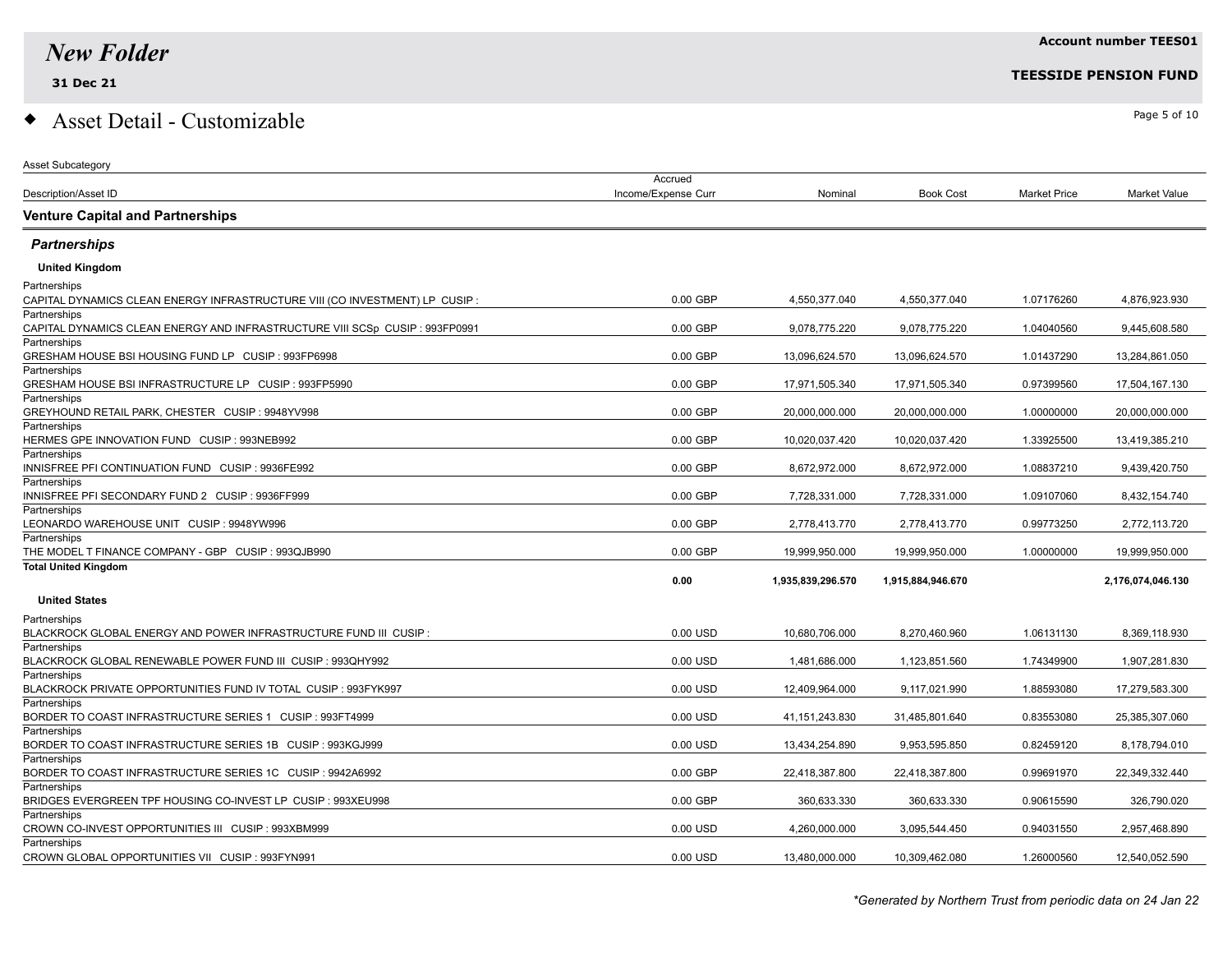## Asset Detail - Customizable

New Folder — 31 Dec 21 — Account number TEES01 — TEESSIDE PENSION FUND

| Asset Subcategory<br>Description/Asset ID | Accrued Income/Expense Curr | Nominal | Book Cost | Market Price | Market Value |
|---|---|---|---|---|---|
| **Venture Capital and Partnerships** | | | | | |
| ***Partnerships*** | | | | | |
| **United Kingdom** | | | | | |
| Partnerships<br>CAPITAL DYNAMICS CLEAN ENERGY INFRASTRUCTURE VIII (CO INVESTMENT) LP CUSIP : | 0.00 GBP | 4,550,377.040 | 4,550,377.040 | 1.07176260 | 4,876,923.930 |
| Partnerships<br>CAPITAL DYNAMICS CLEAN ENERGY AND INFRASTRUCTURE VIII SCSp CUSIP : 993FP0991 | 0.00 GBP | 9,078,775.220 | 9,078,775.220 | 1.04040560 | 9,445,608.580 |
| Partnerships<br>GRESHAM HOUSE BSI HOUSING FUND LP CUSIP : 993FP6998 | 0.00 GBP | 13,096,624.570 | 13,096,624.570 | 1.01437290 | 13,284,861.050 |
| Partnerships<br>GRESHAM HOUSE BSI INFRASTRUCTURE LP CUSIP : 993FP5990 | 0.00 GBP | 17,971,505.340 | 17,971,505.340 | 0.97399560 | 17,504,167.130 |
| Partnerships<br>GREYHOUND RETAIL PARK, CHESTER CUSIP : 9948YV998 | 0.00 GBP | 20,000,000.000 | 20,000,000.000 | 1.00000000 | 20,000,000.000 |
| Partnerships<br>HERMES GPE INNOVATION FUND CUSIP : 993NEB992 | 0.00 GBP | 10,020,037.420 | 10,020,037.420 | 1.33925500 | 13,419,385.210 |
| Partnerships<br>INNISFREE PFI CONTINUATION FUND CUSIP : 9936FE992 | 0.00 GBP | 8,672,972.000 | 8,672,972.000 | 1.08837210 | 9,439,420.750 |
| Partnerships<br>INNISFREE PFI SECONDARY FUND 2 CUSIP : 9936FF999 | 0.00 GBP | 7,728,331.000 | 7,728,331.000 | 1.09107060 | 8,432,154.740 |
| Partnerships<br>LEONARDO WAREHOUSE UNIT CUSIP : 9948YW996 | 0.00 GBP | 2,778,413.770 | 2,778,413.770 | 0.99773250 | 2,772,113.720 |
| Partnerships<br>THE MODEL T FINANCE COMPANY - GBP CUSIP : 993QJB990 | 0.00 GBP | 19,999,950.000 | 19,999,950.000 | 1.00000000 | 19,999,950.000 |
| **Total United Kingdom** | **0.00** | **1,935,839,296.570** | **1,915,884,946.670** | | **2,176,074,046.130** |
| **United States** | | | | | |
| Partnerships<br>BLACKROCK GLOBAL ENERGY AND POWER INFRASTRUCTURE FUND III CUSIP : | 0.00 USD | 10,680,706.000 | 8,270,460.960 | 1.06131130 | 8,369,118.930 |
| Partnerships<br>BLACKROCK GLOBAL RENEWABLE POWER FUND III CUSIP : 993QHY992 | 0.00 USD | 1,481,686.000 | 1,123,851.560 | 1.74349900 | 1,907,281.830 |
| Partnerships<br>BLACKROCK PRIVATE OPPORTUNITIES FUND IV TOTAL CUSIP : 993FYK997 | 0.00 USD | 12,409,964.000 | 9,117,021.990 | 1.88593080 | 17,279,583.300 |
| Partnerships<br>BORDER TO COAST INFRASTRUCTURE SERIES 1 CUSIP : 993FT4999 | 0.00 USD | 41,151,243.830 | 31,485,801.640 | 0.83553080 | 25,385,307.060 |
| Partnerships<br>BORDER TO COAST INFRASTRUCTURE SERIES 1B CUSIP : 993KGJ999 | 0.00 USD | 13,434,254.890 | 9,953,595.850 | 0.82459120 | 8,178,794.010 |
| Partnerships<br>BORDER TO COAST INFRASTRUCTURE SERIES 1C CUSIP : 9942A6992 | 0.00 GBP | 22,418,387.800 | 22,418,387.800 | 0.99691970 | 22,349,332.440 |
| Partnerships<br>BRIDGES EVERGREEN TPF HOUSING CO-INVEST LP CUSIP : 993XEU998 | 0.00 GBP | 360,633.330 | 360,633.330 | 0.90615590 | 326,790.020 |
| Partnerships<br>CROWN CO-INVEST OPPORTUNITIES III CUSIP : 993XBM999 | 0.00 USD | 4,260,000.000 | 3,095,544.450 | 0.94031550 | 2,957,468.890 |
| Partnerships<br>CROWN GLOBAL OPPORTUNITIES VII CUSIP : 993FYN991 | 0.00 USD | 13,480,000.000 | 10,309,462.080 | 1.26000560 | 12,540,052.590 |

*\*Generated by Northern Trust from periodic data on 24 Jan 22*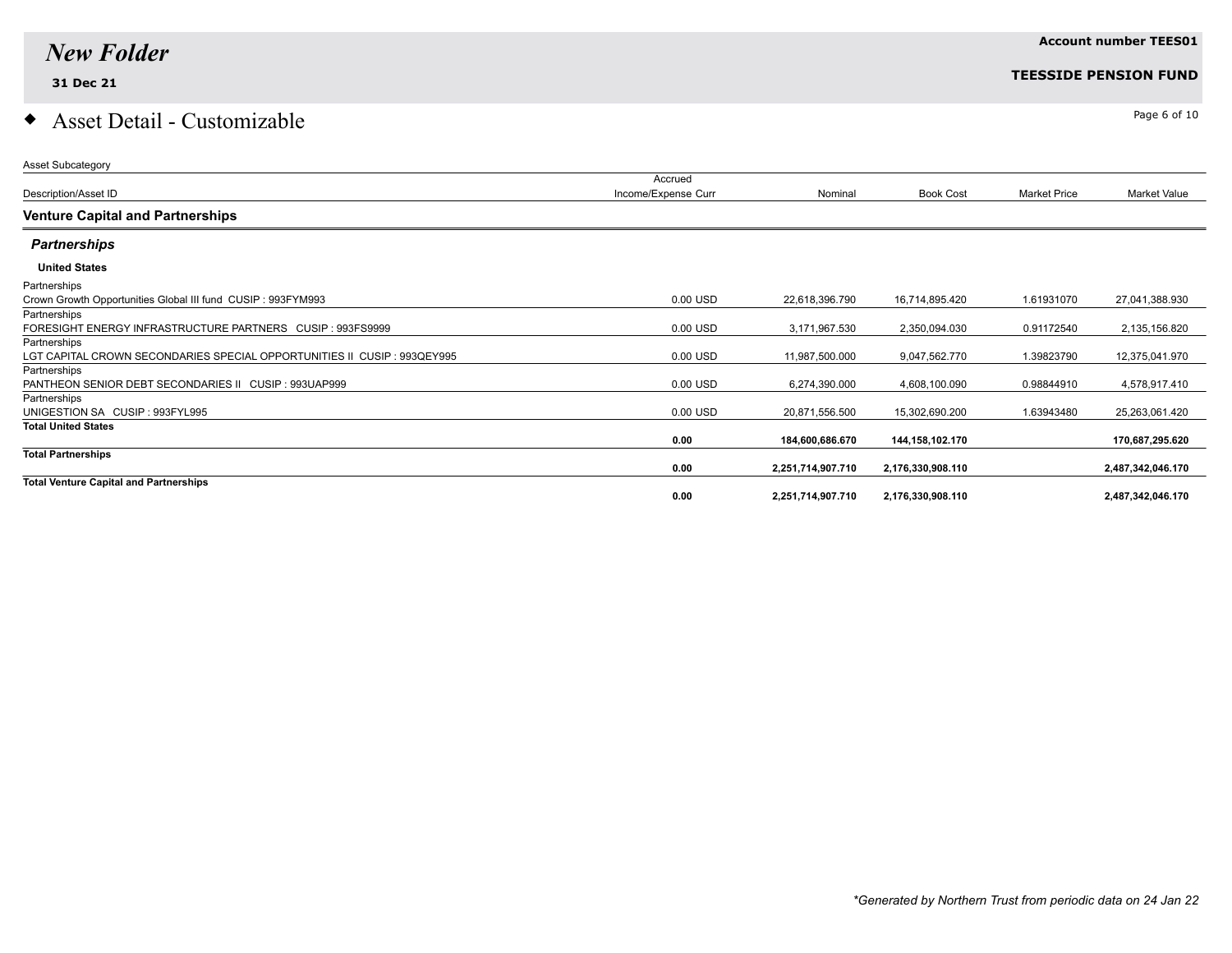# New Folder

**31 Dec 21**

**Account number TEES01**

**TEESSIDE PENSION FUND**

## Asset Detail - Customizable

| Asset Subcategory<br>Description/Asset ID | Accrued Income/Expense Curr | Nominal | Book Cost | Market Price | Market Value |
|---|---|---|---|---|---|
| **Venture Capital and Partnerships** | | | | | |
| ***Partnerships*** | | | | | |
| **United States** | | | | | |
| Partnerships<br>Crown Growth Opportunities Global III fund CUSIP : 993FYM993 | 0.00 USD | 22,618,396.790 | 16,714,895.420 | 1.61931070 | 27,041,388.930 |
| Partnerships<br>FORESIGHT ENERGY INFRASTRUCTURE PARTNERS CUSIP : 993FS9999 | 0.00 USD | 3,171,967.530 | 2,350,094.030 | 0.91172540 | 2,135,156.820 |
| Partnerships<br>LGT CAPITAL CROWN SECONDARIES SPECIAL OPPORTUNITIES II CUSIP : 993QEY995 | 0.00 USD | 11,987,500.000 | 9,047,562.770 | 1.39823790 | 12,375,041.970 |
| Partnerships<br>PANTHEON SENIOR DEBT SECONDARIES II CUSIP : 993UAP999 | 0.00 USD | 6,274,390.000 | 4,608,100.090 | 0.98844910 | 4,578,917.410 |
| Partnerships<br>UNIGESTION SA CUSIP : 993FYL995 | 0.00 USD | 20,871,556.500 | 15,302,690.200 | 1.63943480 | 25,263,061.420 |
| **Total United States** | **0.00** | **184,600,686.670** | **144,158,102.170** | | **170,687,295.620** |
| **Total Partnerships** | **0.00** | **2,251,714,907.710** | **2,176,330,908.110** | | **2,487,342,046.170** |
| **Total Venture Capital and Partnerships** | **0.00** | **2,251,714,907.710** | **2,176,330,908.110** | | **2,487,342,046.170** |

*\*Generated by Northern Trust from periodic data on 24 Jan 22*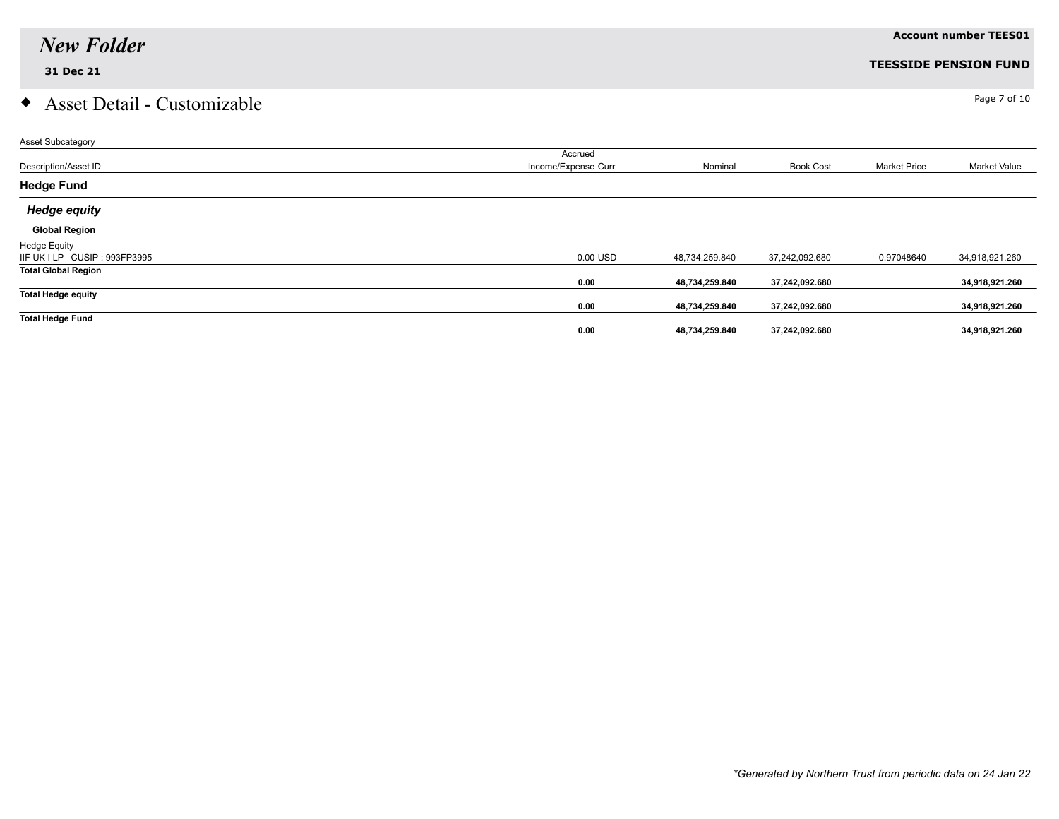# New Folder

**31 Dec 21**

**Account number TEES01**

**TEESSIDE PENSION FUND**

## Asset Detail - Customizable

| Asset Subcategory<br>Description/Asset ID | Accrued Income/Expense Curr | Nominal | Book Cost | Market Price | Market Value |
|---|---|---|---|---|---|
| **Hedge Fund** | | | | | |
| ***Hedge equity*** | | | | | |
| **Global Region** | | | | | |
| Hedge Equity<br>IIF UK I LP CUSIP : 993FP3995 | 0.00 USD | 48,734,259.840 | 37,242,092.680 | 0.97048640 | 34,918,921.260 |
| **Total Global Region** | **0.00** | **48,734,259.840** | **37,242,092.680** | | **34,918,921.260** |
| **Total Hedge equity** | **0.00** | **48,734,259.840** | **37,242,092.680** | | **34,918,921.260** |
| **Total Hedge Fund** | **0.00** | **48,734,259.840** | **37,242,092.680** | | **34,918,921.260** |

*\*Generated by Northern Trust from periodic data on 24 Jan 22*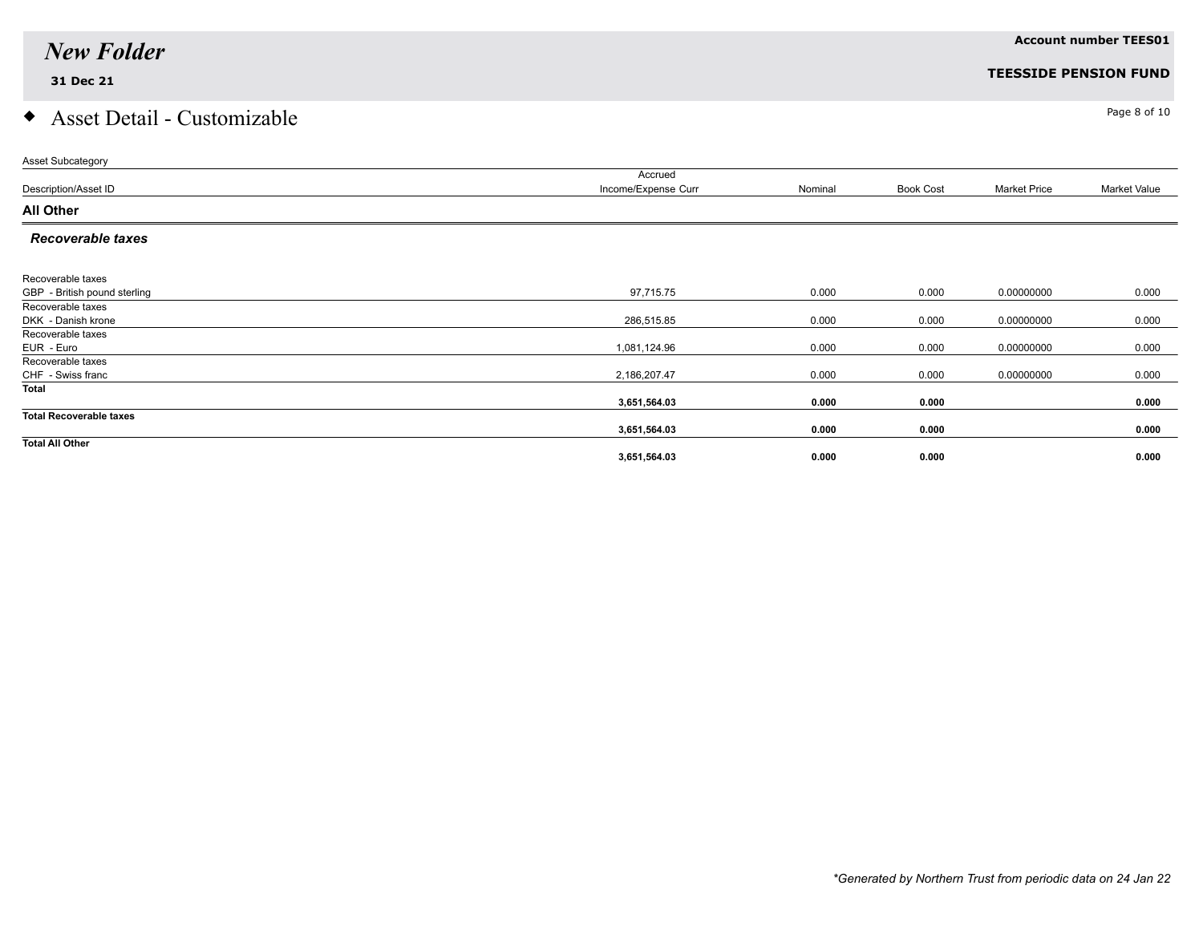# New Folder

**31 Dec 21**

**Account number TEES01**

**TEESSIDE PENSION FUND**

## Asset Detail - Customizable

| Asset Subcategory | | | | | |
|---|---|---|---|---|---|
| Description/Asset ID | Accrued Income/Expense Curr | Nominal | Book Cost | Market Price | Market Value |
| **All Other** | | | | | |
| ***Recoverable taxes*** | | | | | |
| Recoverable taxes<br>GBP - British pound sterling | 97,715.75 | 0.000 | 0.000 | 0.00000000 | 0.000 |
| Recoverable taxes<br>DKK - Danish krone | 286,515.85 | 0.000 | 0.000 | 0.00000000 | 0.000 |
| Recoverable taxes<br>EUR - Euro | 1,081,124.96 | 0.000 | 0.000 | 0.00000000 | 0.000 |
| Recoverable taxes<br>CHF - Swiss franc | 2,186,207.47 | 0.000 | 0.000 | 0.00000000 | 0.000 |
| **Total** | **3,651,564.03** | **0.000** | **0.000** | | **0.000** |
| **Total Recoverable taxes** | **3,651,564.03** | **0.000** | **0.000** | | **0.000** |
| **Total All Other** | **3,651,564.03** | **0.000** | **0.000** | | **0.000** |

*\*Generated by Northern Trust from periodic data on 24 Jan 22*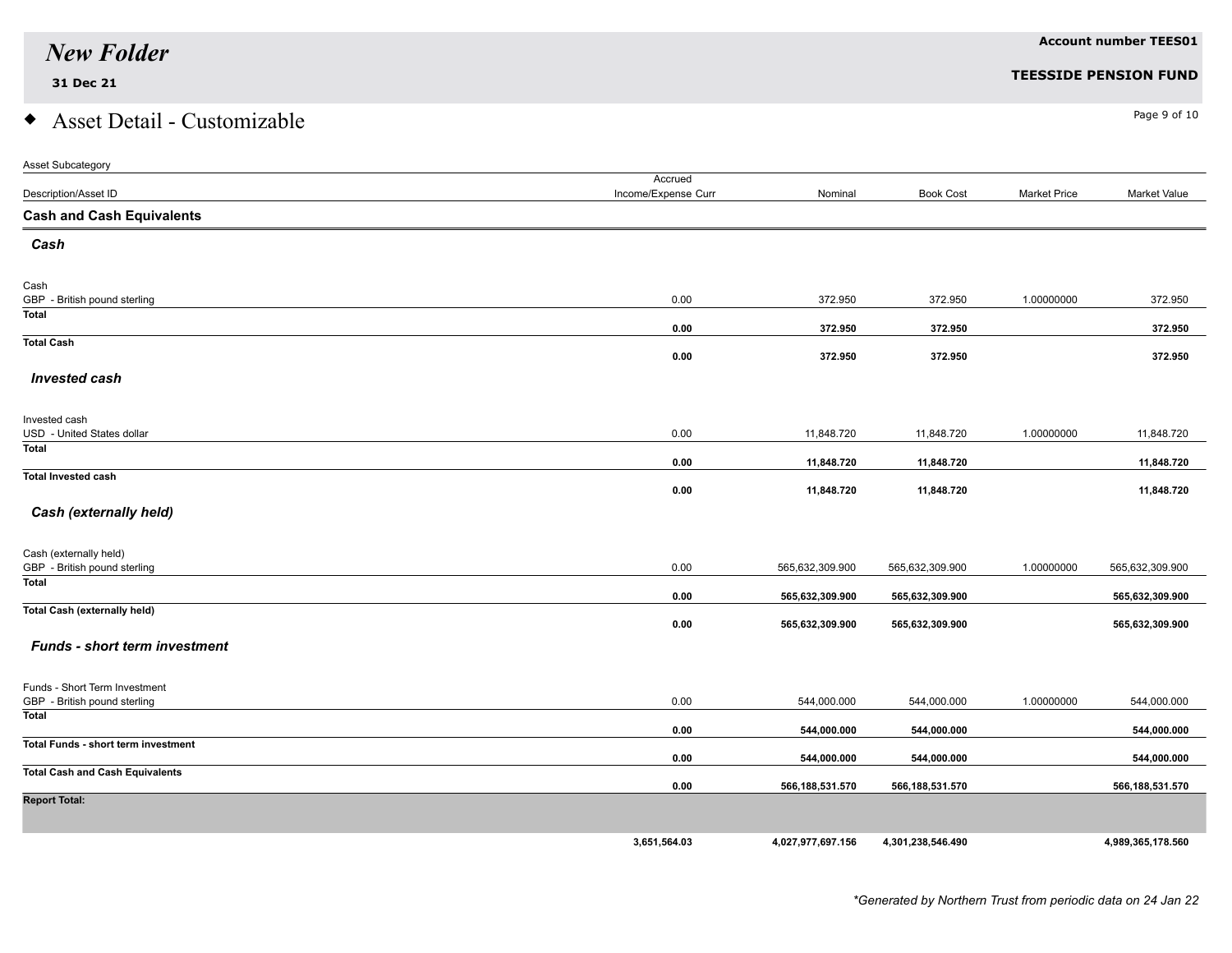# New Folder

**31 Dec 21**

**Account number TEES01**

**TEESSIDE PENSION FUND**

## Asset Detail - Customizable

| Asset Subcategory<br>Description/Asset ID | Accrued Income/Expense Curr | Nominal | Book Cost | Market Price | Market Value |
|---|---|---|---|---|---|
| **Cash and Cash Equivalents** | | | | | |
| ***Cash*** | | | | | |
| Cash<br>GBP - British pound sterling | 0.00 | 372.950 | 372.950 | 1.00000000 | 372.950 |
| **Total** | **0.00** | **372.950** | **372.950** | | **372.950** |
| **Total Cash** | **0.00** | **372.950** | **372.950** | | **372.950** |
| ***Invested cash*** | | | | | |
| Invested cash<br>USD - United States dollar | 0.00 | 11,848.720 | 11,848.720 | 1.00000000 | 11,848.720 |
| **Total** | **0.00** | **11,848.720** | **11,848.720** | | **11,848.720** |
| **Total Invested cash** | **0.00** | **11,848.720** | **11,848.720** | | **11,848.720** |
| ***Cash (externally held)*** | | | | | |
| Cash (externally held)<br>GBP - British pound sterling | 0.00 | 565,632,309.900 | 565,632,309.900 | 1.00000000 | 565,632,309.900 |
| **Total** | **0.00** | **565,632,309.900** | **565,632,309.900** | | **565,632,309.900** |
| **Total Cash (externally held)** | **0.00** | **565,632,309.900** | **565,632,309.900** | | **565,632,309.900** |
| ***Funds - short term investment*** | | | | | |
| Funds - Short Term Investment<br>GBP - British pound sterling | 0.00 | 544,000.000 | 544,000.000 | 1.00000000 | 544,000.000 |
| **Total** | **0.00** | **544,000.000** | **544,000.000** | | **544,000.000** |
| **Total Funds - short term investment** | **0.00** | **544,000.000** | **544,000.000** | | **544,000.000** |
| **Total Cash and Cash Equivalents** | **0.00** | **566,188,531.570** | **566,188,531.570** | | **566,188,531.570** |
| **Report Total:** | **3,651,564.03** | **4,027,977,697.156** | **4,301,238,546.490** | | **4,989,365,178.560** |

*\*Generated by Northern Trust from periodic data on 24 Jan 22*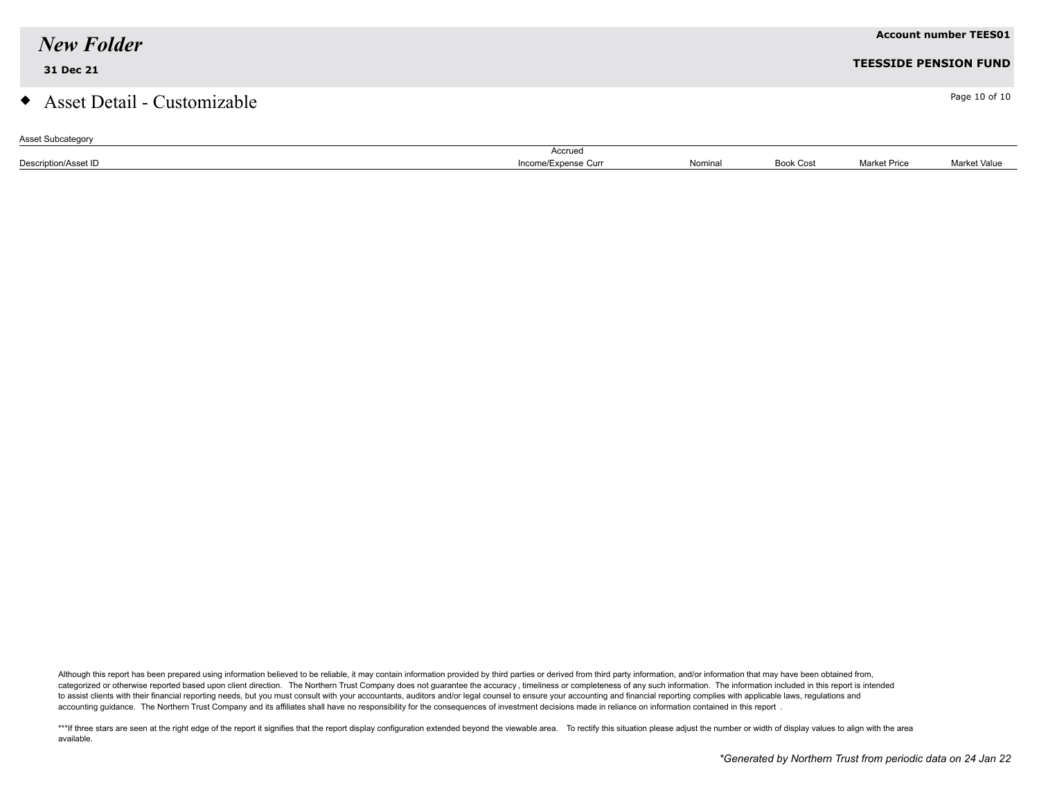## Asset Detail - Customizable

| Asset Subcategory | | | | | |
|---|---|---|---|---|---|
| Description/Asset ID | Accrued Income/Expense Curr | Nominal | Book Cost | Market Price | Market Value |

Although this report has been prepared using information believed to be reliable, it may contain information provided by third parties or derived from third party information, and/or information that may have been obtained from, categorized or otherwise reported based upon client direction. The Northern Trust Company does not guarantee the accuracy, timeliness or completeness of any such information. The information included in this report is intended to assist clients with their financial reporting needs, but you must consult with your accountants, auditors and/or legal counsel to ensure your accounting and financial reporting complies with applicable laws, regulations and accounting guidance. The Northern Trust Company and its affiliates shall have no responsibility for the consequences of investment decisions made in reliance on information contained in this report .

***If three stars are seen at the right edge of the report it signifies that the report display configuration extended beyond the viewable area. To rectify this situation please adjust the number or width of display values to align with the area available.

*Generated by Northern Trust from periodic data on 24 Jan 22*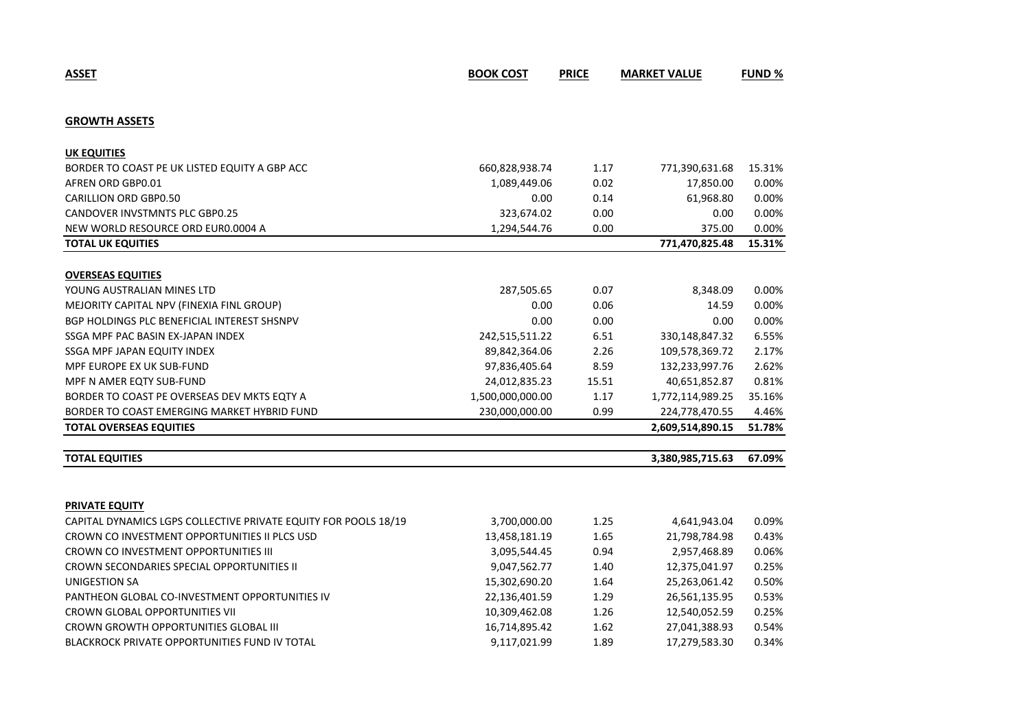| ASSET | BOOK COST | PRICE | MARKET VALUE | FUND % |
|---|---|---|---|---|
| **GROWTH ASSETS** | | | | |
| **UK EQUITIES** | | | | |
| BORDER TO COAST PE UK LISTED EQUITY A GBP ACC | 660,828,938.74 | 1.17 | 771,390,631.68 | 15.31% |
| AFREN ORD GBP0.01 | 1,089,449.06 | 0.02 | 17,850.00 | 0.00% |
| CARILLION ORD GBP0.50 | 0.00 | 0.14 | 61,968.80 | 0.00% |
| CANDOVER INVSTMNTS PLC GBP0.25 | 323,674.02 | 0.00 | 0.00 | 0.00% |
| NEW WORLD RESOURCE ORD EUR0.0004 A | 1,294,544.76 | 0.00 | 375.00 | 0.00% |
| **TOTAL UK EQUITIES** | | | **771,470,825.48** | **15.31%** |
| **OVERSEAS EQUITIES** | | | | |
| YOUNG AUSTRALIAN MINES LTD | 287,505.65 | 0.07 | 8,348.09 | 0.00% |
| MEJORITY CAPITAL NPV (FINEXIA FINL GROUP) | 0.00 | 0.06 | 14.59 | 0.00% |
| BGP HOLDINGS PLC BENEFICIAL INTEREST SHSNPV | 0.00 | 0.00 | 0.00 | 0.00% |
| SSGA MPF PAC BASIN EX-JAPAN INDEX | 242,515,511.22 | 6.51 | 330,148,847.32 | 6.55% |
| SSGA MPF JAPAN EQUITY INDEX | 89,842,364.06 | 2.26 | 109,578,369.72 | 2.17% |
| MPF EUROPE EX UK SUB-FUND | 97,836,405.64 | 8.59 | 132,233,997.76 | 2.62% |
| MPF N AMER EQTY SUB-FUND | 24,012,835.23 | 15.51 | 40,651,852.87 | 0.81% |
| BORDER TO COAST PE OVERSEAS DEV MKTS EQTY A | 1,500,000,000.00 | 1.17 | 1,772,114,989.25 | 35.16% |
| BORDER TO COAST EMERGING MARKET HYBRID FUND | 230,000,000.00 | 0.99 | 224,778,470.55 | 4.46% |
| **TOTAL OVERSEAS EQUITIES** | | | **2,609,514,890.15** | **51.78%** |
| **TOTAL EQUITIES** | | | **3,380,985,715.63** | **67.09%** |
| **PRIVATE EQUITY** | | | | |
| CAPITAL DYNAMICS LGPS COLLECTIVE PRIVATE EQUITY FOR POOLS 18/19 | 3,700,000.00 | 1.25 | 4,641,943.04 | 0.09% |
| CROWN CO INVESTMENT OPPORTUNITIES II PLCS USD | 13,458,181.19 | 1.65 | 21,798,784.98 | 0.43% |
| CROWN CO INVESTMENT OPPORTUNITIES III | 3,095,544.45 | 0.94 | 2,957,468.89 | 0.06% |
| CROWN SECONDARIES SPECIAL OPPORTUNITIES II | 9,047,562.77 | 1.40 | 12,375,041.97 | 0.25% |
| UNIGESTION SA | 15,302,690.20 | 1.64 | 25,263,061.42 | 0.50% |
| PANTHEON GLOBAL CO-INVESTMENT OPPORTUNITIES IV | 22,136,401.59 | 1.29 | 26,561,135.95 | 0.53% |
| CROWN GLOBAL OPPORTUNITIES VII | 10,309,462.08 | 1.26 | 12,540,052.59 | 0.25% |
| CROWN GROWTH OPPORTUNITIES GLOBAL III | 16,714,895.42 | 1.62 | 27,041,388.93 | 0.54% |
| BLACKROCK PRIVATE OPPORTUNITIES FUND IV TOTAL | 9,117,021.99 | 1.89 | 17,279,583.30 | 0.34% |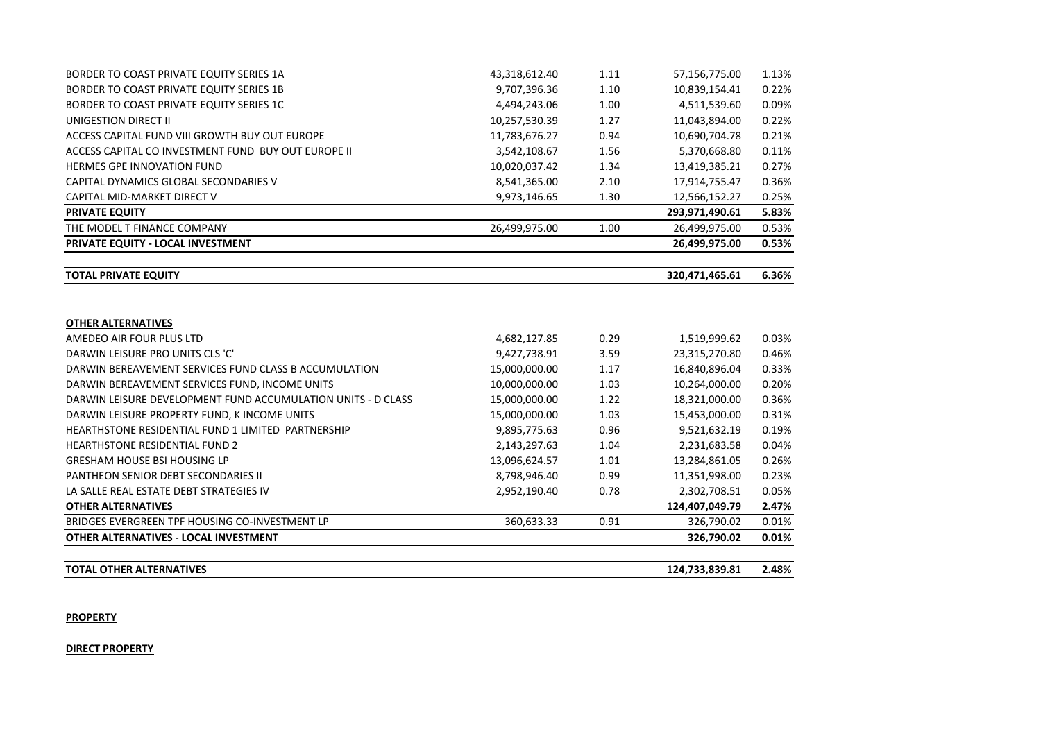| | | | | |
|---|---|---|---|---|
| BORDER TO COAST PRIVATE EQUITY SERIES 1A | 43,318,612.40 | 1.11 | 57,156,775.00 | 1.13% |
| BORDER TO COAST PRIVATE EQUITY SERIES 1B | 9,707,396.36 | 1.10 | 10,839,154.41 | 0.22% |
| BORDER TO COAST PRIVATE EQUITY SERIES 1C | 4,494,243.06 | 1.00 | 4,511,539.60 | 0.09% |
| UNIGESTION DIRECT II | 10,257,530.39 | 1.27 | 11,043,894.00 | 0.22% |
| ACCESS CAPITAL FUND VIII GROWTH BUY OUT EUROPE | 11,783,676.27 | 0.94 | 10,690,704.78 | 0.21% |
| ACCESS CAPITAL CO INVESTMENT FUND BUY OUT EUROPE II | 3,542,108.67 | 1.56 | 5,370,668.80 | 0.11% |
| HERMES GPE INNOVATION FUND | 10,020,037.42 | 1.34 | 13,419,385.21 | 0.27% |
| CAPITAL DYNAMICS GLOBAL SECONDARIES V | 8,541,365.00 | 2.10 | 17,914,755.47 | 0.36% |
| CAPITAL MID-MARKET DIRECT V | 9,973,146.65 | 1.30 | 12,566,152.27 | 0.25% |
| **PRIVATE EQUITY** | | | **293,971,490.61** | **5.83%** |
| THE MODEL T FINANCE COMPANY | 26,499,975.00 | 1.00 | 26,499,975.00 | 0.53% |
| **PRIVATE EQUITY - LOCAL INVESTMENT** | | | **26,499,975.00** | **0.53%** |
| | | | | |
| **TOTAL PRIVATE EQUITY** | | | **320,471,465.61** | **6.36%** |

| | | | | |
|---|---|---|---|---|
| **OTHER ALTERNATIVES** | | | | |
| AMEDEO AIR FOUR PLUS LTD | 4,682,127.85 | 0.29 | 1,519,999.62 | 0.03% |
| DARWIN LEISURE PRO UNITS CLS 'C' | 9,427,738.91 | 3.59 | 23,315,270.80 | 0.46% |
| DARWIN BEREAVEMENT SERVICES FUND CLASS B ACCUMULATION | 15,000,000.00 | 1.17 | 16,840,896.04 | 0.33% |
| DARWIN BEREAVEMENT SERVICES FUND, INCOME UNITS | 10,000,000.00 | 1.03 | 10,264,000.00 | 0.20% |
| DARWIN LEISURE DEVELOPMENT FUND ACCUMULATION UNITS - D CLASS | 15,000,000.00 | 1.22 | 18,321,000.00 | 0.36% |
| DARWIN LEISURE PROPERTY FUND, K INCOME UNITS | 15,000,000.00 | 1.03 | 15,453,000.00 | 0.31% |
| HEARTHSTONE RESIDENTIAL FUND 1 LIMITED PARTNERSHIP | 9,895,775.63 | 0.96 | 9,521,632.19 | 0.19% |
| HEARTHSTONE RESIDENTIAL FUND 2 | 2,143,297.63 | 1.04 | 2,231,683.58 | 0.04% |
| GRESHAM HOUSE BSI HOUSING LP | 13,096,624.57 | 1.01 | 13,284,861.05 | 0.26% |
| PANTHEON SENIOR DEBT SECONDARIES II | 8,798,946.40 | 0.99 | 11,351,998.00 | 0.23% |
| LA SALLE REAL ESTATE DEBT STRATEGIES IV | 2,952,190.40 | 0.78 | 2,302,708.51 | 0.05% |
| **OTHER ALTERNATIVES** | | | **124,407,049.79** | **2.47%** |
| BRIDGES EVERGREEN TPF HOUSING CO-INVESTMENT LP | 360,633.33 | 0.91 | 326,790.02 | 0.01% |
| **OTHER ALTERNATIVES - LOCAL INVESTMENT** | | | **326,790.02** | **0.01%** |
| | | | | |
| **TOTAL OTHER ALTERNATIVES** | | | **124,733,839.81** | **2.48%** |

**PROPERTY**

**DIRECT PROPERTY**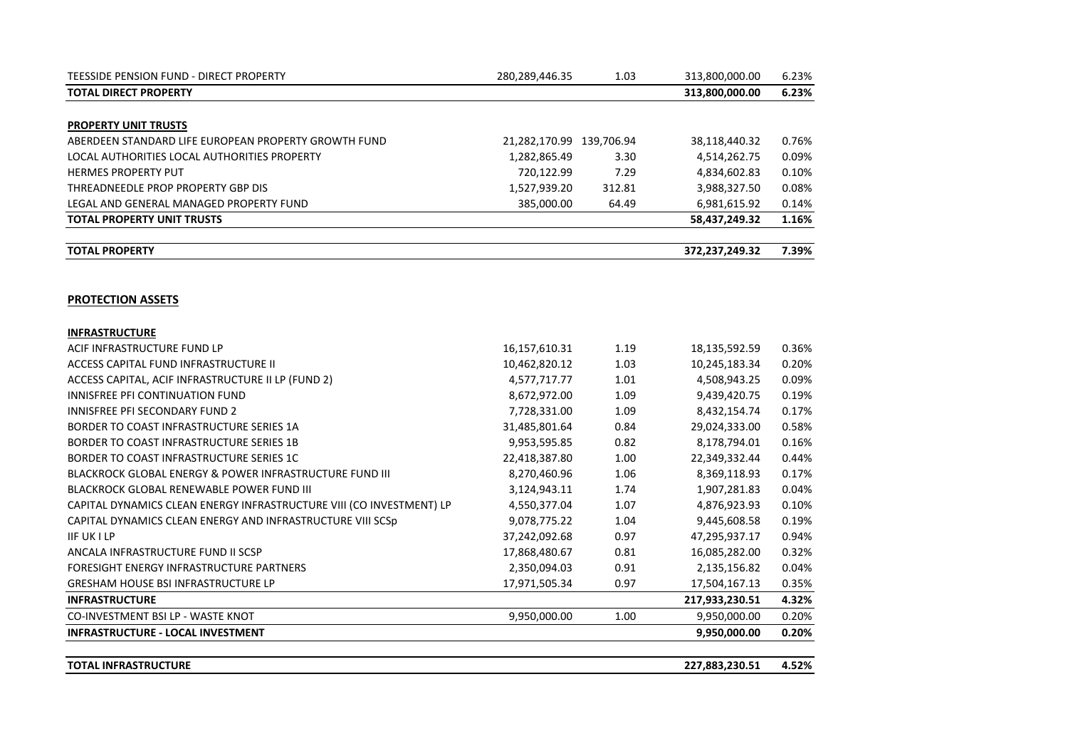| | | | | |
|---|---|---|---|---|
| TEESSIDE PENSION FUND - DIRECT PROPERTY | 280,289,446.35 | 1.03 | 313,800,000.00 | 6.23% |
| **TOTAL DIRECT PROPERTY** | | | **313,800,000.00** | **6.23%** |
| | | | | |
| **PROPERTY UNIT TRUSTS** | | | | |
| ABERDEEN STANDARD LIFE EUROPEAN PROPERTY GROWTH FUND | 21,282,170.99 | 139,706.94 | 38,118,440.32 | 0.76% |
| LOCAL AUTHORITIES LOCAL AUTHORITIES PROPERTY | 1,282,865.49 | 3.30 | 4,514,262.75 | 0.09% |
| HERMES PROPERTY PUT | 720,122.99 | 7.29 | 4,834,602.83 | 0.10% |
| THREADNEEDLE PROP PROPERTY GBP DIS | 1,527,939.20 | 312.81 | 3,988,327.50 | 0.08% |
| LEGAL AND GENERAL MANAGED PROPERTY FUND | 385,000.00 | 64.49 | 6,981,615.92 | 0.14% |
| **TOTAL PROPERTY UNIT TRUSTS** | | | **58,437,249.32** | **1.16%** |
| | | | | |
| **TOTAL PROPERTY** | | | **372,237,249.32** | **7.39%** |

**PROTECTION ASSETS**

| | | | | |
|---|---|---|---|---|
| **INFRASTRUCTURE** | | | | |
| ACIF INFRASTRUCTURE FUND LP | 16,157,610.31 | 1.19 | 18,135,592.59 | 0.36% |
| ACCESS CAPITAL FUND INFRASTRUCTURE II | 10,462,820.12 | 1.03 | 10,245,183.34 | 0.20% |
| ACCESS CAPITAL, ACIF INFRASTRUCTURE II LP (FUND 2) | 4,577,717.77 | 1.01 | 4,508,943.25 | 0.09% |
| INNISFREE PFI CONTINUATION FUND | 8,672,972.00 | 1.09 | 9,439,420.75 | 0.19% |
| INNISFREE PFI SECONDARY FUND 2 | 7,728,331.00 | 1.09 | 8,432,154.74 | 0.17% |
| BORDER TO COAST INFRASTRUCTURE SERIES 1A | 31,485,801.64 | 0.84 | 29,024,333.00 | 0.58% |
| BORDER TO COAST INFRASTRUCTURE SERIES 1B | 9,953,595.85 | 0.82 | 8,178,794.01 | 0.16% |
| BORDER TO COAST INFRASTRUCTURE SERIES 1C | 22,418,387.80 | 1.00 | 22,349,332.44 | 0.44% |
| BLACKROCK GLOBAL ENERGY & POWER INFRASTRUCTURE FUND III | 8,270,460.96 | 1.06 | 8,369,118.93 | 0.17% |
| BLACKROCK GLOBAL RENEWABLE POWER FUND III | 3,124,943.11 | 1.74 | 1,907,281.83 | 0.04% |
| CAPITAL DYNAMICS CLEAN ENERGY INFRASTRUCTURE VIII (CO INVESTMENT) LP | 4,550,377.04 | 1.07 | 4,876,923.93 | 0.10% |
| CAPITAL DYNAMICS CLEAN ENERGY AND INFRASTRUCTURE VIII SCSp | 9,078,775.22 | 1.04 | 9,445,608.58 | 0.19% |
| IIF UK I LP | 37,242,092.68 | 0.97 | 47,295,937.17 | 0.94% |
| ANCALA INFRASTRUCTURE FUND II SCSP | 17,868,480.67 | 0.81 | 16,085,282.00 | 0.32% |
| FORESIGHT ENERGY INFRASTRUCTURE PARTNERS | 2,350,094.03 | 0.91 | 2,135,156.82 | 0.04% |
| GRESHAM HOUSE BSI INFRASTRUCTURE LP | 17,971,505.34 | 0.97 | 17,504,167.13 | 0.35% |
| **INFRASTRUCTURE** | | | **217,933,230.51** | **4.32%** |
| CO-INVESTMENT BSI LP - WASTE KNOT | 9,950,000.00 | 1.00 | 9,950,000.00 | 0.20% |
| **INFRASTRUCTURE - LOCAL INVESTMENT** | | | **9,950,000.00** | **0.20%** |
| | | | | |
| **TOTAL INFRASTRUCTURE** | | | **227,883,230.51** | **4.52%** |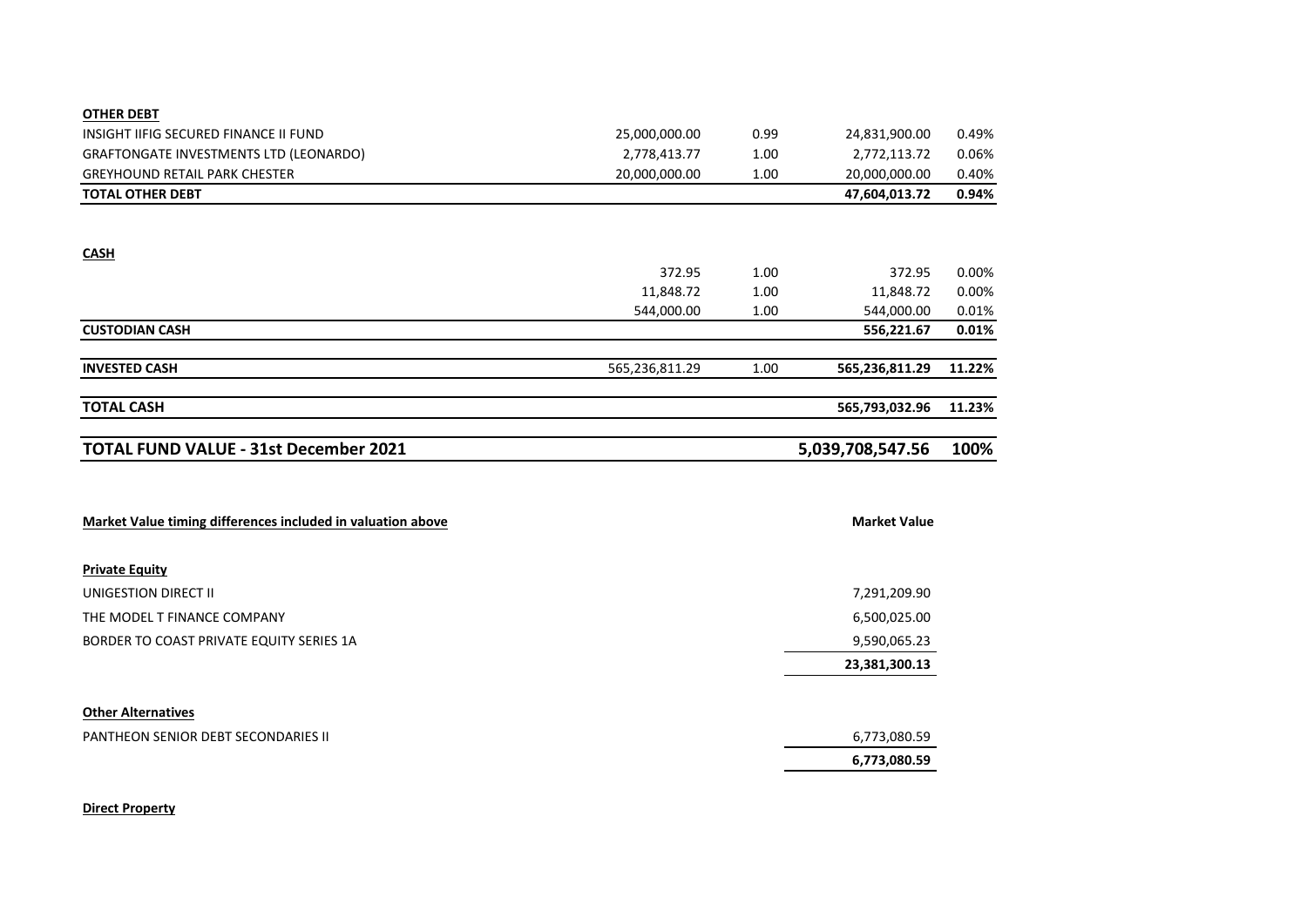| | | | | |
|---|---|---|---|---|
| **OTHER DEBT** | | | | |
| INSIGHT IIFIG SECURED FINANCE II FUND | 25,000,000.00 | 0.99 | 24,831,900.00 | 0.49% |
| GRAFTONGATE INVESTMENTS LTD (LEONARDO) | 2,778,413.77 | 1.00 | 2,772,113.72 | 0.06% |
| GREYHOUND RETAIL PARK CHESTER | 20,000,000.00 | 1.00 | 20,000,000.00 | 0.40% |
| **TOTAL OTHER DEBT** | | | **47,604,013.72** | **0.94%** |
| | | | | |
| **CASH** | | | | |
| | 372.95 | 1.00 | 372.95 | 0.00% |
| | 11,848.72 | 1.00 | 11,848.72 | 0.00% |
| | 544,000.00 | 1.00 | 544,000.00 | 0.01% |
| **CUSTODIAN CASH** | | | **556,221.67** | **0.01%** |
| | | | | |
| **INVESTED CASH** | 565,236,811.29 | 1.00 | **565,236,811.29** | **11.22%** |
| | | | | |
| **TOTAL CASH** | | | **565,793,032.96** | **11.23%** |
| | | | | |
| **TOTAL FUND VALUE - 31st December 2021** | | | **5,039,708,547.56** | **100%** |

| **Market Value timing differences included in valuation above** | **Market Value** |
|---|---|
| **Private Equity** | |
| UNIGESTION DIRECT II | 7,291,209.90 |
| THE MODEL T FINANCE COMPANY | 6,500,025.00 |
| BORDER TO COAST PRIVATE EQUITY SERIES 1A | 9,590,065.23 |
| | **23,381,300.13** |
| **Other Alternatives** | |
| PANTHEON SENIOR DEBT SECONDARIES II | 6,773,080.59 |
| | **6,773,080.59** |
| **Direct Property** | |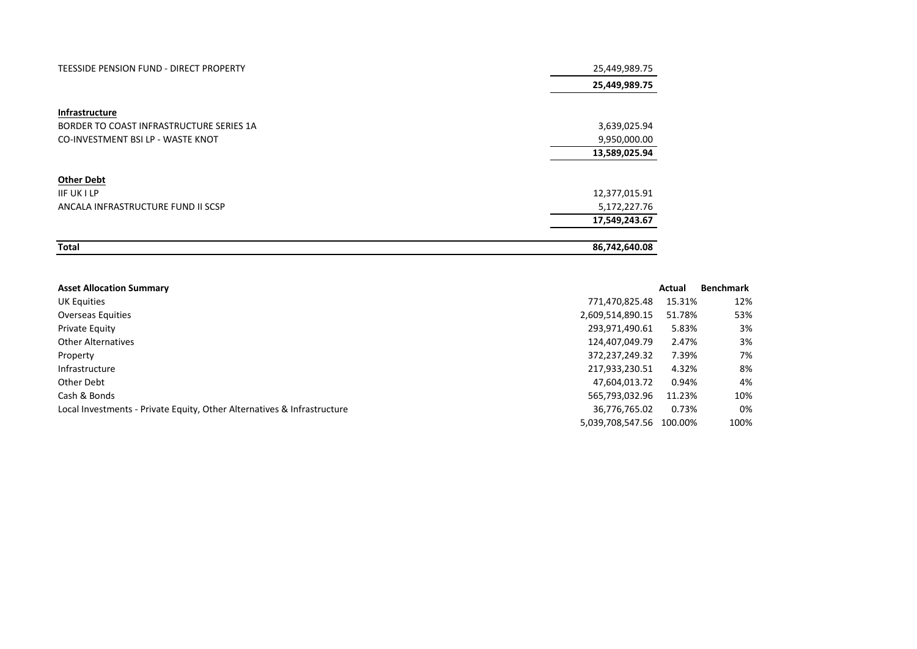| | |
|---|---|
| TEESSIDE PENSION FUND - DIRECT PROPERTY | 25,449,989.75 |
| | **25,449,989.75** |
| **Infrastructure** | |
| BORDER TO COAST INFRASTRUCTURE SERIES 1A | 3,639,025.94 |
| CO-INVESTMENT BSI LP - WASTE KNOT | 9,950,000.00 |
| | **13,589,025.94** |
| **Other Debt** | |
| IIF UK I LP | 12,377,015.91 |
| ANCALA INFRASTRUCTURE FUND II SCSP | 5,172,227.76 |
| | **17,549,243.67** |
| **Total** | **86,742,640.08** |

| **Asset Allocation Summary** | | **Actual** | **Benchmark** |
|---|---|---|---|
| UK Equities | 771,470,825.48 | 15.31% | 12% |
| Overseas Equities | 2,609,514,890.15 | 51.78% | 53% |
| Private Equity | 293,971,490.61 | 5.83% | 3% |
| Other Alternatives | 124,407,049.79 | 2.47% | 3% |
| Property | 372,237,249.32 | 7.39% | 7% |
| Infrastructure | 217,933,230.51 | 4.32% | 8% |
| Other Debt | 47,604,013.72 | 0.94% | 4% |
| Cash & Bonds | 565,793,032.96 | 11.23% | 10% |
| Local Investments - Private Equity, Other Alternatives & Infrastructure | 36,776,765.02 | 0.73% | 0% |
| | 5,039,708,547.56 | 100.00% | 100% |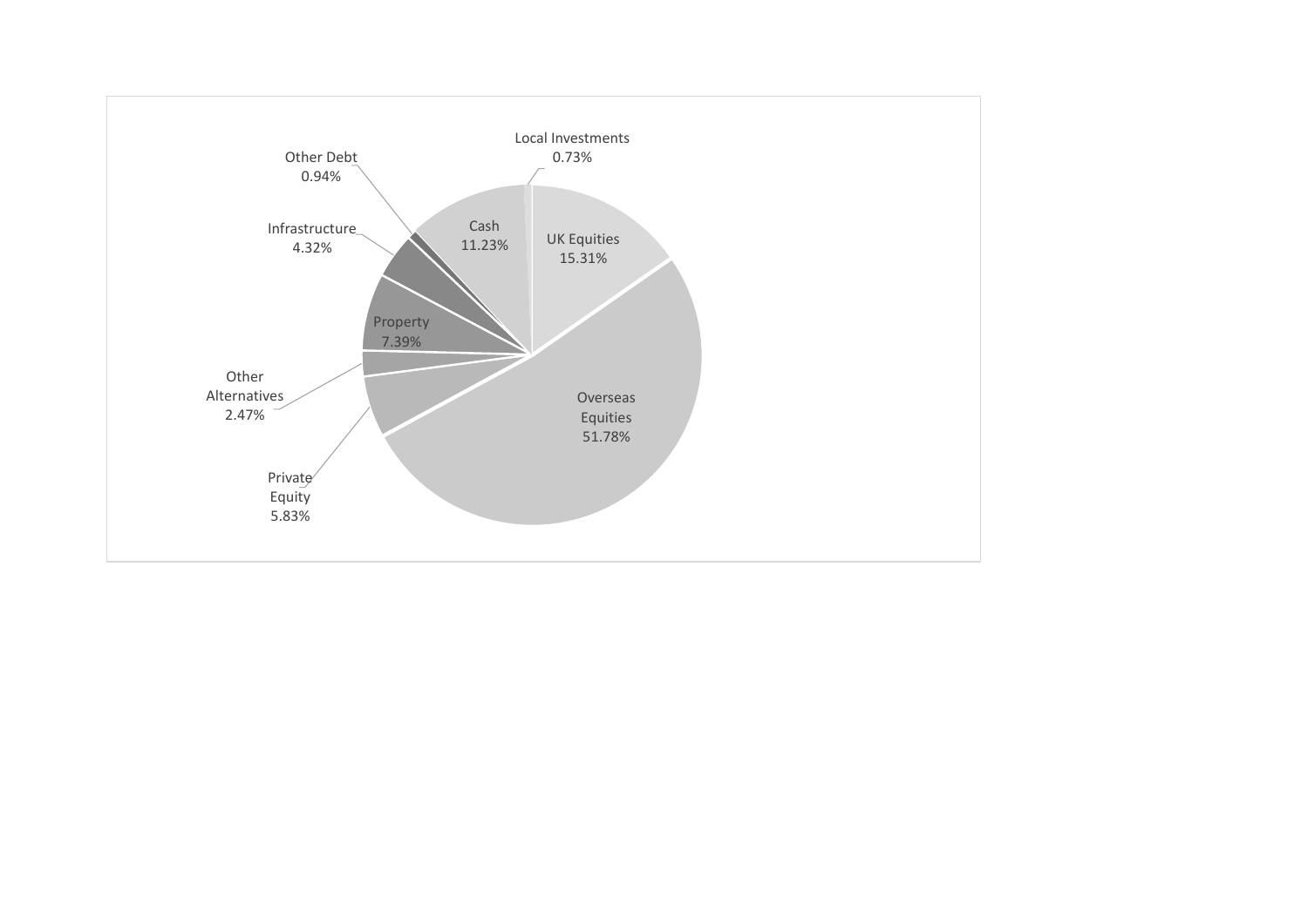Local Investments
0.73%

Other Debt
0.94%

Infrastructure
4.32%

Cash
11.23%

UK Equities
15.31%

Property
7.39%

Other
Alternatives
2.47%

Overseas
Equities
51.78%

Private
Equity
5.83%